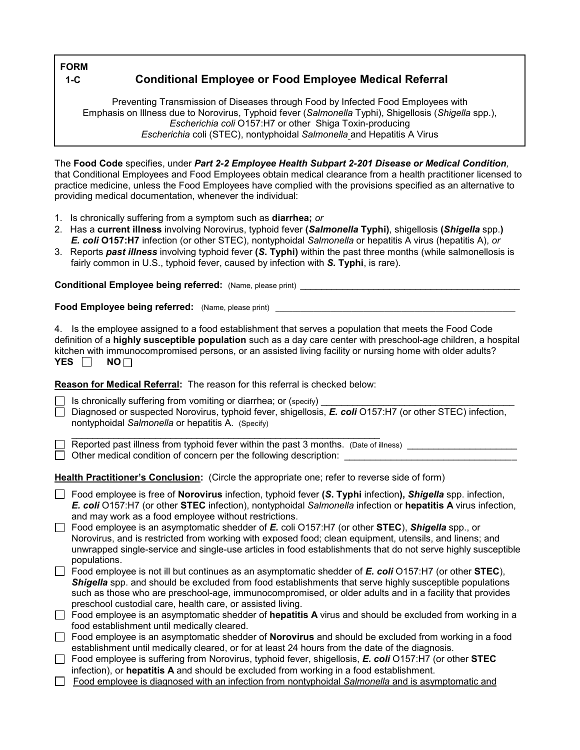**FORM 1-C**

# Conditional Employee or Food Employee Medical Referral

Preventing Transmission of Diseases through Food by Infected Food Employees with Emphasis on Illness due to Norovirus, Typhoid fever (*Salmonella* Typhi), Shigellosis (*Shigella* spp.), *Escherichia coli* O157:H7 or other Shiga Toxin-producing *Escherichia* coli (STEC), nontyphoidal *Salmonella* and Hepatitis A Virus

The **Food Code** specifies, under ***Part 2-2 Employee Health Subpart 2-201 Disease or Medical Condition****,* that Conditional Employees and Food Employees obtain medical clearance from a health practitioner licensed to practice medicine, unless the Food Employees have complied with the provisions specified as an alternative to providing medical documentation, whenever the individual:

1. Is chronically suffering from a symptom such as **diarrhea;** *or*
2. Has a **current illness** involving Norovirus, typhoid fever **(*Salmonella* Typhi)**, shigellosis **(*Shigella*** spp.**)** ***E. coli*** **O157:H7** infection (or other STEC), nontyphoidal *Salmonella* or hepatitis A virus (hepatitis A), *or*
3. Reports ***past illness*** involving typhoid fever **(*S.* Typhi)** within the past three months (while salmonellosis is fairly common in U.S., typhoid fever, caused by infection with ***S.* Typhi**, is rare).

**Conditional Employee being referred:** (Name, please print) ______________________________________________

**Food Employee being referred:** (Name, please print) ______________________________________________

4. Is the employee assigned to a food establishment that serves a population that meets the Food Code definition of a **highly susceptible population** such as a day care center with preschool-age children, a hospital kitchen with immunocompromised persons, or an assisted living facility or nursing home with older adults?
**YES** ☐ **NO** ☐

**Reason for Medical Referral:** The reason for this referral is checked below:

- ☐ Is chronically suffering from vomiting or diarrhea; or (specify) ______________________________________
- ☐ Diagnosed or suspected Norovirus, typhoid fever, shigellosis, ***E. coli*** O157:H7 (or other STEC) infection, nontyphoidal *Salmonella* or hepatitis A. (Specify) ______________________________________________
- ☐ Reported past illness from typhoid fever within the past 3 months. (Date of illness) _____________________
- ☐ Other medical condition of concern per the following description: _________________________________

**Health Practitioner's Conclusion:** (Circle the appropriate one; refer to reverse side of form)

- ☐ Food employee is free of **Norovirus** infection, typhoid fever **(*S.* Typhi** infection**), *Shigella*** spp. infection, ***E. coli*** O157:H7 (or other **STEC** infection), nontyphoidal *Salmonella* infection or **hepatitis A** virus infection, and may work as a food employee without restrictions.
- ☐ Food employee is an asymptomatic shedder of ***E.*** coli O157:H7 (or other **STEC**), ***Shigella*** spp., or Norovirus, and is restricted from working with exposed food; clean equipment, utensils, and linens; and unwrapped single-service and single-use articles in food establishments that do not serve highly susceptible populations.
- ☐ Food employee is not ill but continues as an asymptomatic shedder of ***E. coli*** O157:H7 (or other **STEC**), ***Shigella*** spp. and should be excluded from food establishments that serve highly susceptible populations such as those who are preschool-age, immunocompromised, or older adults and in a facility that provides preschool custodial care, health care, or assisted living.
- ☐ Food employee is an asymptomatic shedder of **hepatitis A** virus and should be excluded from working in a food establishment until medically cleared.
- ☐ Food employee is an asymptomatic shedder of **Norovirus** and should be excluded from working in a food establishment until medically cleared, or for at least 24 hours from the date of the diagnosis.
- ☐ Food employee is suffering from Norovirus, typhoid fever, shigellosis, ***E. coli*** O157:H7 (or other **STEC** infection), or **hepatitis A** and should be excluded from working in a food establishment.
- ☐ Food employee is diagnosed with an infection from nontyphoidal *Salmonella* and is asymptomatic and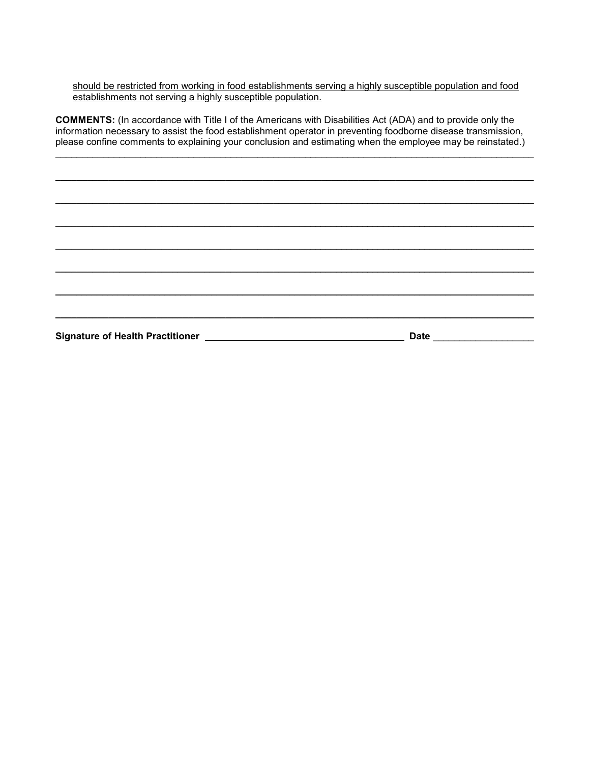should be restricted from working in food establishments serving a highly susceptible population and food establishments not serving a highly susceptible population.

**COMMENTS:** (In accordance with Title I of the Americans with Disabilities Act (ADA) and to provide only the information necessary to assist the food establishment operator in preventing foodborne disease transmission, please confine comments to explaining your conclusion and estimating when the employee may be reinstated.)

______________________________________________________________________________________

______________________________________________________________________________________

______________________________________________________________________________________

______________________________________________________________________________________

______________________________________________________________________________________

______________________________________________________________________________________

______________________________________________________________________________________

______________________________________________________________________________________

**Signature of Health Practitioner** ______________________________________ **Date** __________________